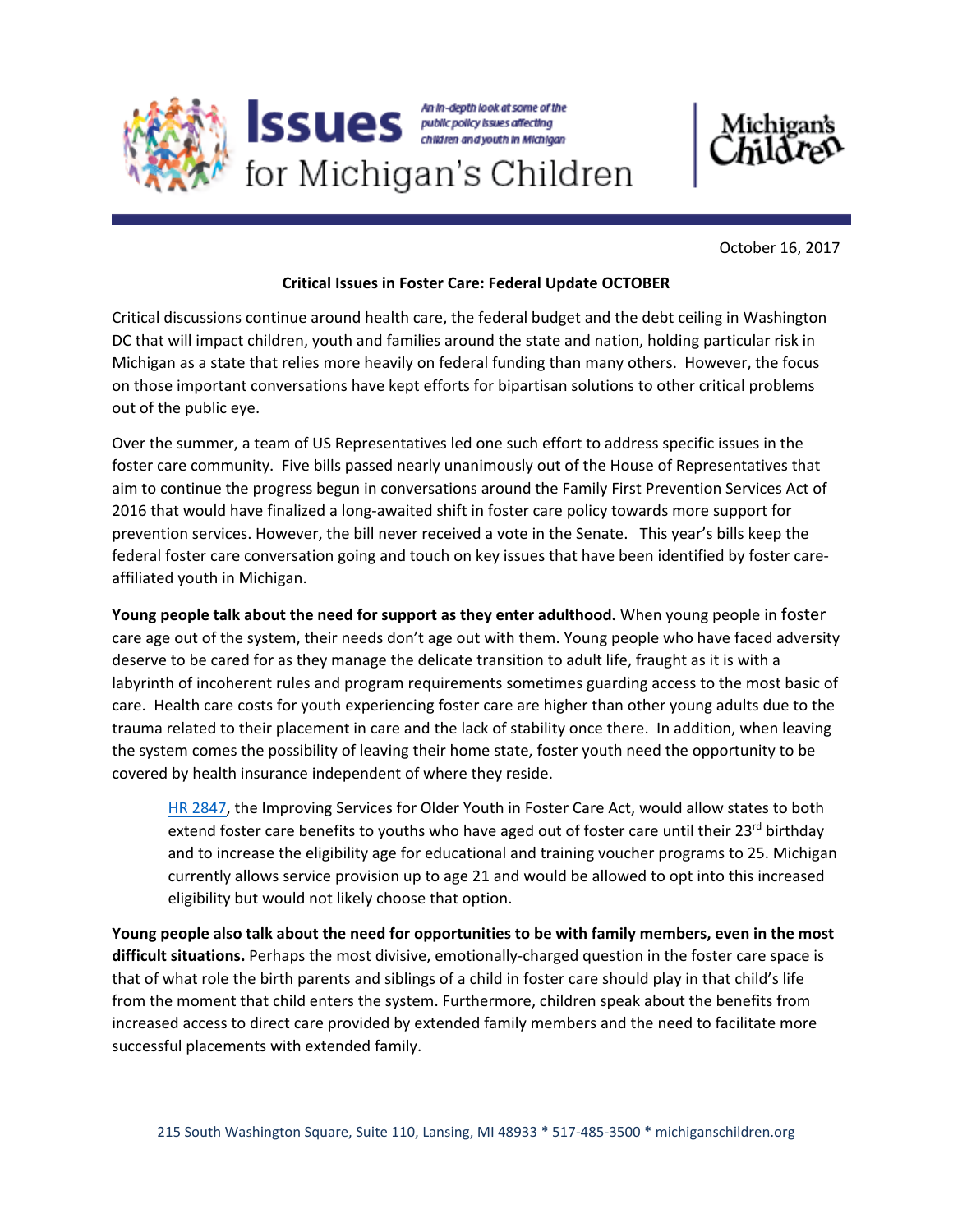# Issues for Michigan's Children

*An in-depth look at some of the public policy issues affecting children and youth in Michigan*

Michigan's Children

October 16, 2017

**Critical Issues in Foster Care: Federal Update OCTOBER**

Critical discussions continue around health care, the federal budget and the debt ceiling in Washington DC that will impact children, youth and families around the state and nation, holding particular risk in Michigan as a state that relies more heavily on federal funding than many others. However, the focus on those important conversations have kept efforts for bipartisan solutions to other critical problems out of the public eye.

Over the summer, a team of US Representatives led one such effort to address specific issues in the foster care community. Five bills passed nearly unanimously out of the House of Representatives that aim to continue the progress begun in conversations around the Family First Prevention Services Act of 2016 that would have finalized a long-awaited shift in foster care policy towards more support for prevention services. However, the bill never received a vote in the Senate. This year's bills keep the federal foster care conversation going and touch on key issues that have been identified by foster care-affiliated youth in Michigan.

**Young people talk about the need for support as they enter adulthood.** When young people in foster care age out of the system, their needs don't age out with them. Young people who have faced adversity deserve to be cared for as they manage the delicate transition to adult life, fraught as it is with a labyrinth of incoherent rules and program requirements sometimes guarding access to the most basic of care. Health care costs for youth experiencing foster care are higher than other young adults due to the trauma related to their placement in care and the lack of stability once there. In addition, when leaving the system comes the possibility of leaving their home state, foster youth need the opportunity to be covered by health insurance independent of where they reside.

> HR 2847, the Improving Services for Older Youth in Foster Care Act, would allow states to both extend foster care benefits to youths who have aged out of foster care until their 23rd birthday and to increase the eligibility age for educational and training voucher programs to 25. Michigan currently allows service provision up to age 21 and would be allowed to opt into this increased eligibility but would not likely choose that option.

**Young people also talk about the need for opportunities to be with family members, even in the most difficult situations.** Perhaps the most divisive, emotionally-charged question in the foster care space is that of what role the birth parents and siblings of a child in foster care should play in that child's life from the moment that child enters the system. Furthermore, children speak about the benefits from increased access to direct care provided by extended family members and the need to facilitate more successful placements with extended family.

215 South Washington Square, Suite 110, Lansing, MI 48933 * 517-485-3500 * michiganschildren.org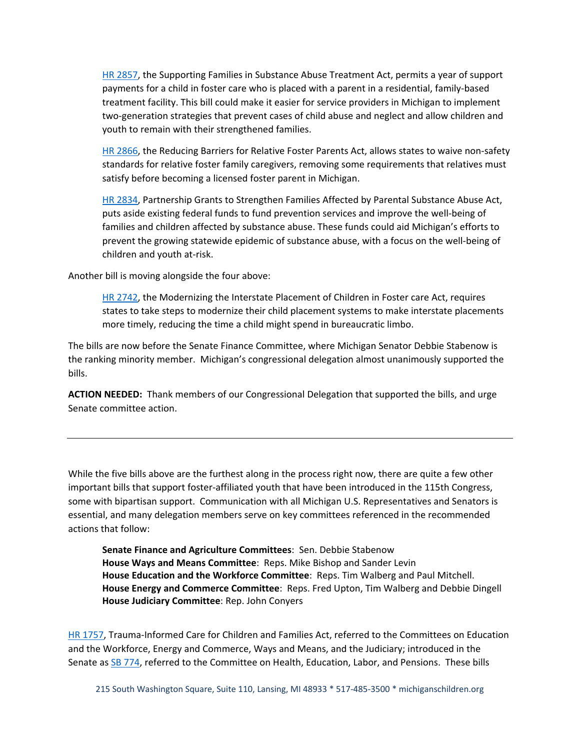[HR 2857](#), the Supporting Families in Substance Abuse Treatment Act, permits a year of support payments for a child in foster care who is placed with a parent in a residential, family-based treatment facility. This bill could make it easier for service providers in Michigan to implement two-generation strategies that prevent cases of child abuse and neglect and allow children and youth to remain with their strengthened families.

[HR 2866](#), the Reducing Barriers for Relative Foster Parents Act, allows states to waive non-safety standards for relative foster family caregivers, removing some requirements that relatives must satisfy before becoming a licensed foster parent in Michigan.

[HR 2834](#), Partnership Grants to Strengthen Families Affected by Parental Substance Abuse Act, puts aside existing federal funds to fund prevention services and improve the well-being of families and children affected by substance abuse. These funds could aid Michigan's efforts to prevent the growing statewide epidemic of substance abuse, with a focus on the well-being of children and youth at-risk.

Another bill is moving alongside the four above:

[HR 2742](#), the Modernizing the Interstate Placement of Children in Foster care Act, requires states to take steps to modernize their child placement systems to make interstate placements more timely, reducing the time a child might spend in bureaucratic limbo.

The bills are now before the Senate Finance Committee, where Michigan Senator Debbie Stabenow is the ranking minority member. Michigan's congressional delegation almost unanimously supported the bills.

**ACTION NEEDED:** Thank members of our Congressional Delegation that supported the bills, and urge Senate committee action.

---

While the five bills above are the furthest along in the process right now, there are quite a few other important bills that support foster-affiliated youth that have been introduced in the 115th Congress, some with bipartisan support. Communication with all Michigan U.S. Representatives and Senators is essential, and many delegation members serve on key committees referenced in the recommended actions that follow:

**Senate Finance and Agriculture Committees**: Sen. Debbie Stabenow
**House Ways and Means Committee**: Reps. Mike Bishop and Sander Levin
**House Education and the Workforce Committee**: Reps. Tim Walberg and Paul Mitchell.
**House Energy and Commerce Committee**: Reps. Fred Upton, Tim Walberg and Debbie Dingell
**House Judiciary Committee**: Rep. John Conyers

[HR 1757](#), Trauma-Informed Care for Children and Families Act, referred to the Committees on Education and the Workforce, Energy and Commerce, Ways and Means, and the Judiciary; introduced in the Senate as [SB 774](#), referred to the Committee on Health, Education, Labor, and Pensions. These bills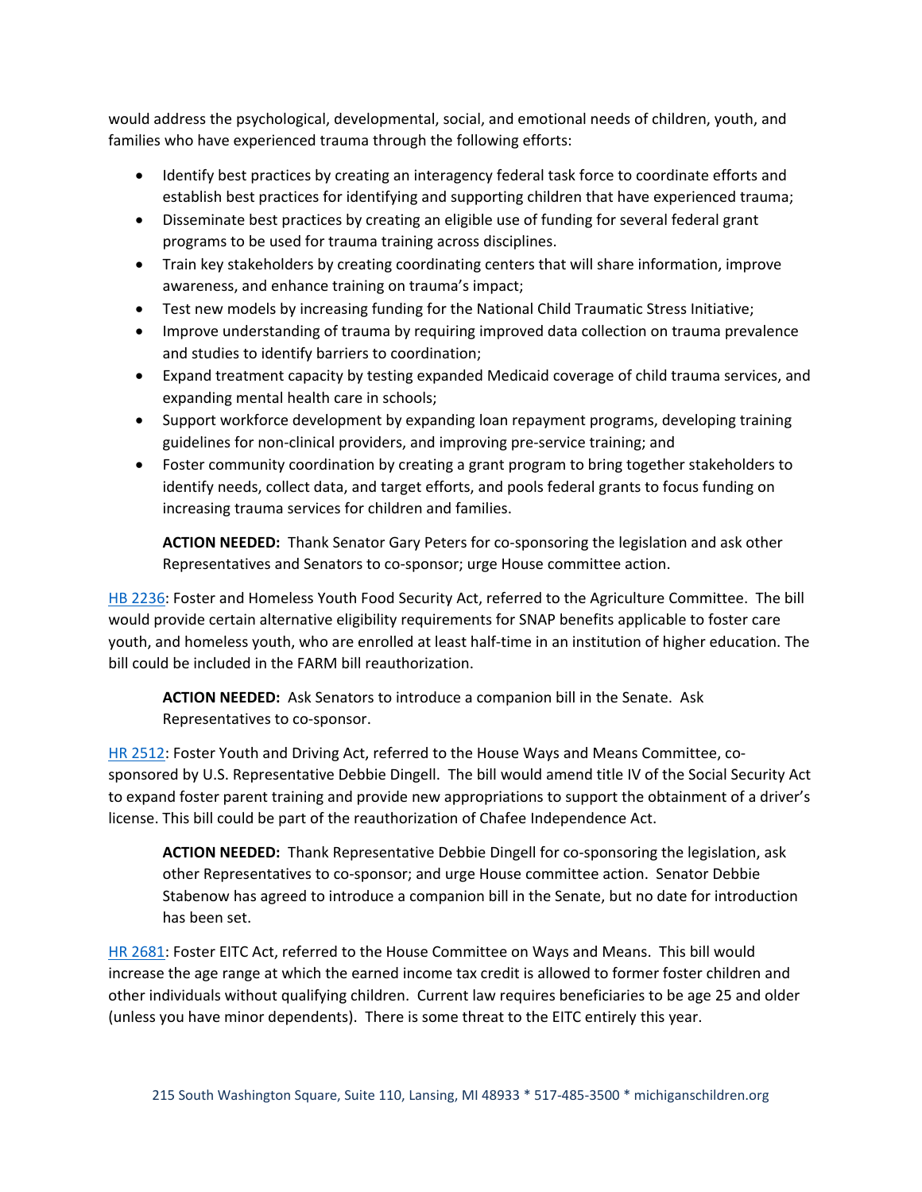would address the psychological, developmental, social, and emotional needs of children, youth, and families who have experienced trauma through the following efforts:

- Identify best practices by creating an interagency federal task force to coordinate efforts and establish best practices for identifying and supporting children that have experienced trauma;
- Disseminate best practices by creating an eligible use of funding for several federal grant programs to be used for trauma training across disciplines.
- Train key stakeholders by creating coordinating centers that will share information, improve awareness, and enhance training on trauma's impact;
- Test new models by increasing funding for the National Child Traumatic Stress Initiative;
- Improve understanding of trauma by requiring improved data collection on trauma prevalence and studies to identify barriers to coordination;
- Expand treatment capacity by testing expanded Medicaid coverage of child trauma services, and expanding mental health care in schools;
- Support workforce development by expanding loan repayment programs, developing training guidelines for non-clinical providers, and improving pre-service training; and
- Foster community coordination by creating a grant program to bring together stakeholders to identify needs, collect data, and target efforts, and pools federal grants to focus funding on increasing trauma services for children and families.

> **ACTION NEEDED:** Thank Senator Gary Peters for co-sponsoring the legislation and ask other Representatives and Senators to co-sponsor; urge House committee action.

HB 2236: Foster and Homeless Youth Food Security Act, referred to the Agriculture Committee. The bill would provide certain alternative eligibility requirements for SNAP benefits applicable to foster care youth, and homeless youth, who are enrolled at least half-time in an institution of higher education. The bill could be included in the FARM bill reauthorization.

> **ACTION NEEDED:** Ask Senators to introduce a companion bill in the Senate. Ask Representatives to co-sponsor.

HR 2512: Foster Youth and Driving Act, referred to the House Ways and Means Committee, co-sponsored by U.S. Representative Debbie Dingell. The bill would amend title IV of the Social Security Act to expand foster parent training and provide new appropriations to support the obtainment of a driver's license. This bill could be part of the reauthorization of Chafee Independence Act.

> **ACTION NEEDED:** Thank Representative Debbie Dingell for co-sponsoring the legislation, ask other Representatives to co-sponsor; and urge House committee action. Senator Debbie Stabenow has agreed to introduce a companion bill in the Senate, but no date for introduction has been set.

HR 2681: Foster EITC Act, referred to the House Committee on Ways and Means. This bill would increase the age range at which the earned income tax credit is allowed to former foster children and other individuals without qualifying children. Current law requires beneficiaries to be age 25 and older (unless you have minor dependents). There is some threat to the EITC entirely this year.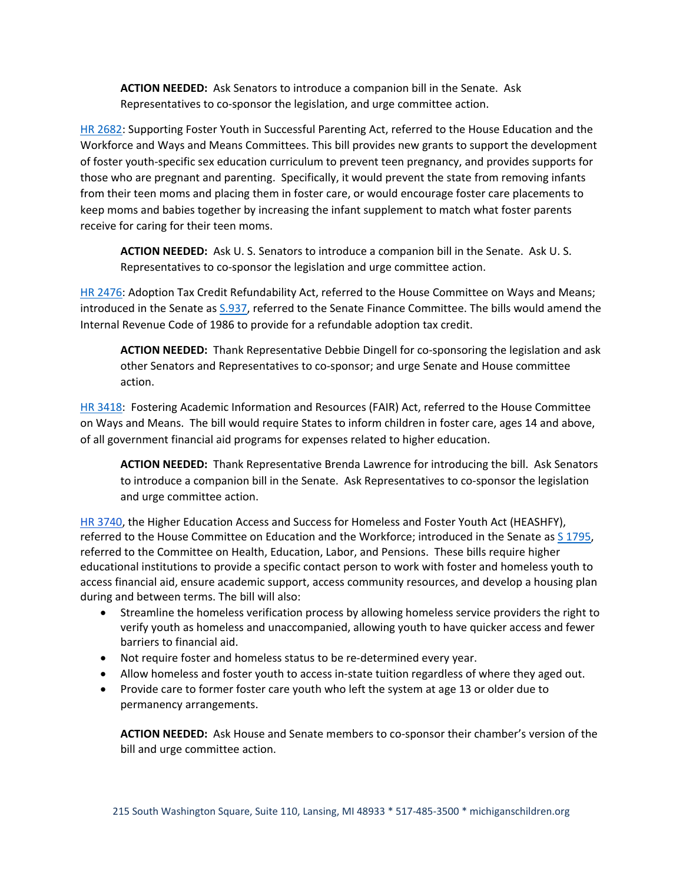**ACTION NEEDED:** Ask Senators to introduce a companion bill in the Senate. Ask Representatives to co-sponsor the legislation, and urge committee action.

HR 2682: Supporting Foster Youth in Successful Parenting Act, referred to the House Education and the Workforce and Ways and Means Committees. This bill provides new grants to support the development of foster youth-specific sex education curriculum to prevent teen pregnancy, and provides supports for those who are pregnant and parenting. Specifically, it would prevent the state from removing infants from their teen moms and placing them in foster care, or would encourage foster care placements to keep moms and babies together by increasing the infant supplement to match what foster parents receive for caring for their teen moms.

**ACTION NEEDED:** Ask U. S. Senators to introduce a companion bill in the Senate. Ask U. S. Representatives to co-sponsor the legislation and urge committee action.

HR 2476: Adoption Tax Credit Refundability Act, referred to the House Committee on Ways and Means; introduced in the Senate as S.937, referred to the Senate Finance Committee. The bills would amend the Internal Revenue Code of 1986 to provide for a refundable adoption tax credit.

**ACTION NEEDED:** Thank Representative Debbie Dingell for co-sponsoring the legislation and ask other Senators and Representatives to co-sponsor; and urge Senate and House committee action.

HR 3418: Fostering Academic Information and Resources (FAIR) Act, referred to the House Committee on Ways and Means. The bill would require States to inform children in foster care, ages 14 and above, of all government financial aid programs for expenses related to higher education.

**ACTION NEEDED:** Thank Representative Brenda Lawrence for introducing the bill. Ask Senators to introduce a companion bill in the Senate. Ask Representatives to co-sponsor the legislation and urge committee action.

HR 3740, the Higher Education Access and Success for Homeless and Foster Youth Act (HEASHFY), referred to the House Committee on Education and the Workforce; introduced in the Senate as S 1795, referred to the Committee on Health, Education, Labor, and Pensions. These bills require higher educational institutions to provide a specific contact person to work with foster and homeless youth to access financial aid, ensure academic support, access community resources, and develop a housing plan during and between terms. The bill will also:

- Streamline the homeless verification process by allowing homeless service providers the right to verify youth as homeless and unaccompanied, allowing youth to have quicker access and fewer barriers to financial aid.
- Not require foster and homeless status to be re-determined every year.
- Allow homeless and foster youth to access in-state tuition regardless of where they aged out.
- Provide care to former foster care youth who left the system at age 13 or older due to permanency arrangements.

**ACTION NEEDED:** Ask House and Senate members to co-sponsor their chamber's version of the bill and urge committee action.

215 South Washington Square, Suite 110, Lansing, MI 48933 * 517-485-3500 * michiganschildren.org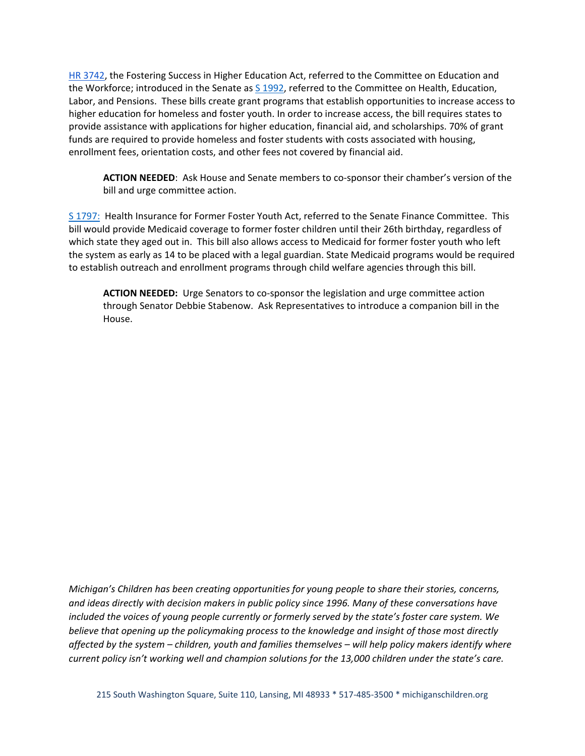HR 3742, the Fostering Success in Higher Education Act, referred to the Committee on Education and the Workforce; introduced in the Senate as S 1992, referred to the Committee on Health, Education, Labor, and Pensions. These bills create grant programs that establish opportunities to increase access to higher education for homeless and foster youth. In order to increase access, the bill requires states to provide assistance with applications for higher education, financial aid, and scholarships. 70% of grant funds are required to provide homeless and foster students with costs associated with housing, enrollment fees, orientation costs, and other fees not covered by financial aid.

> **ACTION NEEDED**: Ask House and Senate members to co-sponsor their chamber's version of the bill and urge committee action.

S 1797: Health Insurance for Former Foster Youth Act, referred to the Senate Finance Committee. This bill would provide Medicaid coverage to former foster children until their 26th birthday, regardless of which state they aged out in. This bill also allows access to Medicaid for former foster youth who left the system as early as 14 to be placed with a legal guardian. State Medicaid programs would be required to establish outreach and enrollment programs through child welfare agencies through this bill.

> **ACTION NEEDED:** Urge Senators to co-sponsor the legislation and urge committee action through Senator Debbie Stabenow. Ask Representatives to introduce a companion bill in the House.

*Michigan's Children has been creating opportunities for young people to share their stories, concerns, and ideas directly with decision makers in public policy since 1996. Many of these conversations have included the voices of young people currently or formerly served by the state's foster care system. We believe that opening up the policymaking process to the knowledge and insight of those most directly affected by the system – children, youth and families themselves – will help policy makers identify where current policy isn't working well and champion solutions for the 13,000 children under the state's care.*

215 South Washington Square, Suite 110, Lansing, MI 48933 * 517-485-3500 * michiganschildren.org